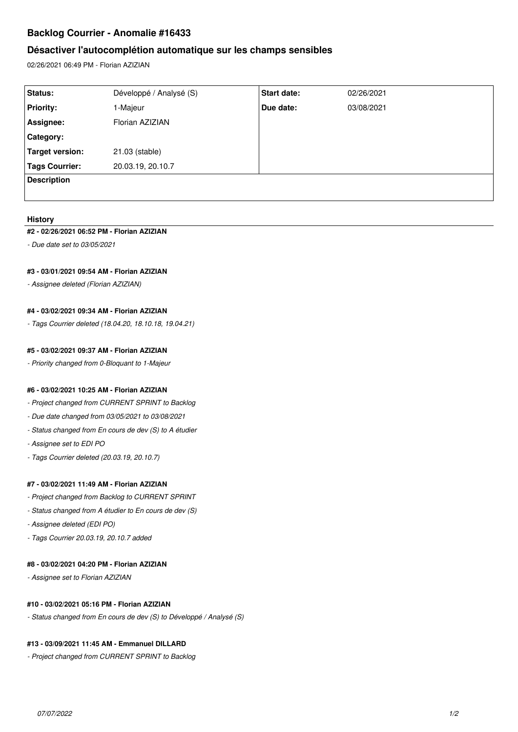# Backlog Courrier - Anomalie #16433

## Désactiver l'autocomplétion automatique sur les champs sensibles

02/26/2021 06:49 PM - Florian AZIZIAN

| | | | |
|---|---|---|---|
| **Status:** | Développé / Analysé (S) | **Start date:** | 02/26/2021 |
| **Priority:** | 1-Majeur | **Due date:** | 03/08/2021 |
| **Assignee:** | Florian AZIZIAN | | |
| **Category:** | | | |
| **Target version:** | 21.03 (stable) | | |
| **Tags Courrier:** | 20.03.19, 20.10.7 | | |
| **Description** | | | |

### History

**#2 - 02/26/2021 06:52 PM - Florian AZIZIAN**

*- Due date set to 03/05/2021*

**#3 - 03/01/2021 09:54 AM - Florian AZIZIAN**

*- Assignee deleted (Florian AZIZIAN)*

**#4 - 03/02/2021 09:34 AM - Florian AZIZIAN**

*- Tags Courrier deleted (18.04.20, 18.10.18, 19.04.21)*

**#5 - 03/02/2021 09:37 AM - Florian AZIZIAN**

*- Priority changed from 0-Bloquant to 1-Majeur*

**#6 - 03/02/2021 10:25 AM - Florian AZIZIAN**

*- Project changed from CURRENT SPRINT to Backlog*

*- Due date changed from 03/05/2021 to 03/08/2021*

*- Status changed from En cours de dev (S) to A étudier*

*- Assignee set to EDI PO*

*- Tags Courrier deleted (20.03.19, 20.10.7)*

**#7 - 03/02/2021 11:49 AM - Florian AZIZIAN**

*- Project changed from Backlog to CURRENT SPRINT*

*- Status changed from A étudier to En cours de dev (S)*

*- Assignee deleted (EDI PO)*

*- Tags Courrier 20.03.19, 20.10.7 added*

**#8 - 03/02/2021 04:20 PM - Florian AZIZIAN**

*- Assignee set to Florian AZIZIAN*

**#10 - 03/02/2021 05:16 PM - Florian AZIZIAN**

*- Status changed from En cours de dev (S) to Développé / Analysé (S)*

**#13 - 03/09/2021 11:45 AM - Emmanuel DILLARD**

*- Project changed from CURRENT SPRINT to Backlog*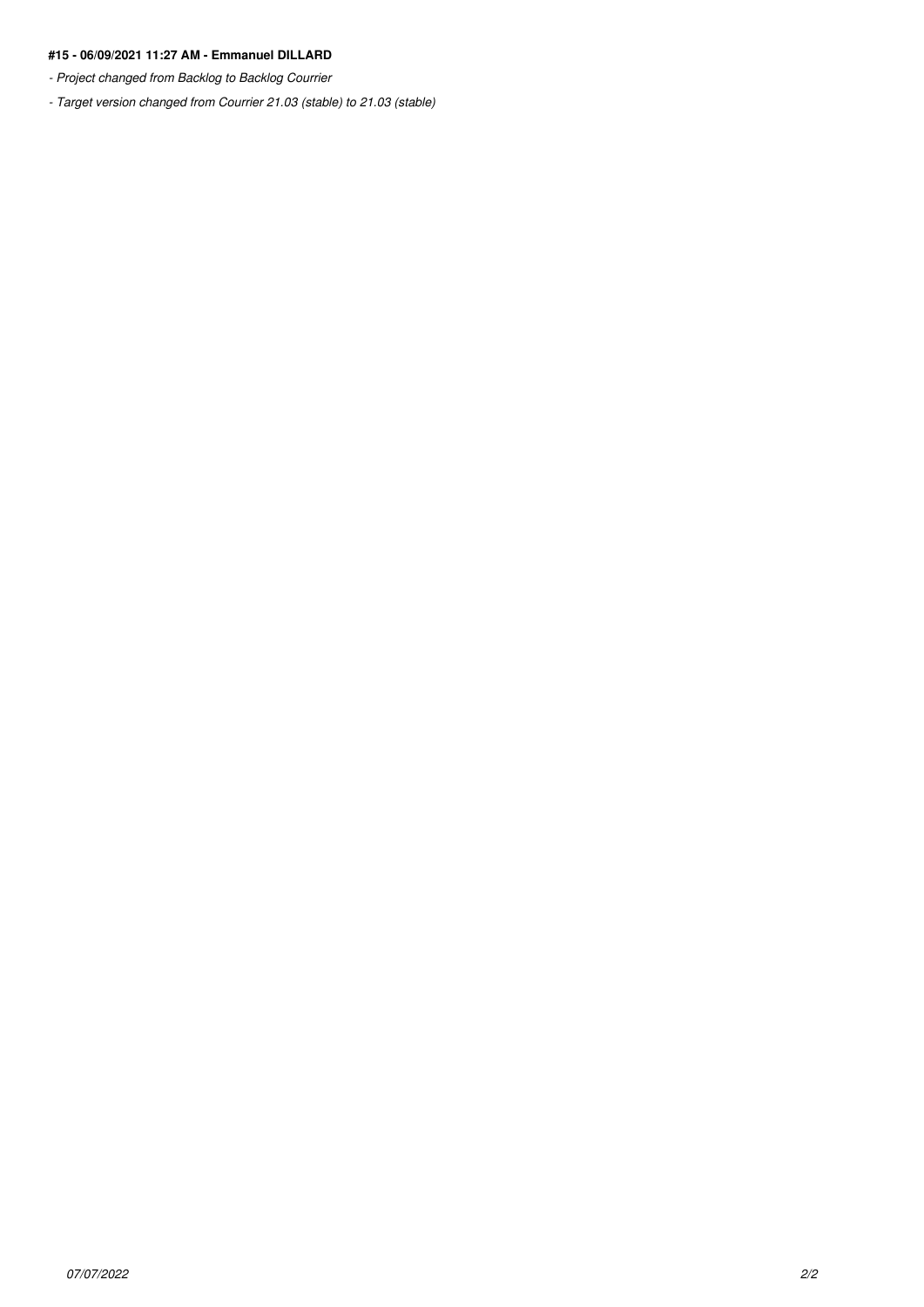**#15 - 06/09/2021 11:27 AM - Emmanuel DILLARD**

- *Project changed from Backlog to Backlog Courrier*
- *Target version changed from Courrier 21.03 (stable) to 21.03 (stable)*